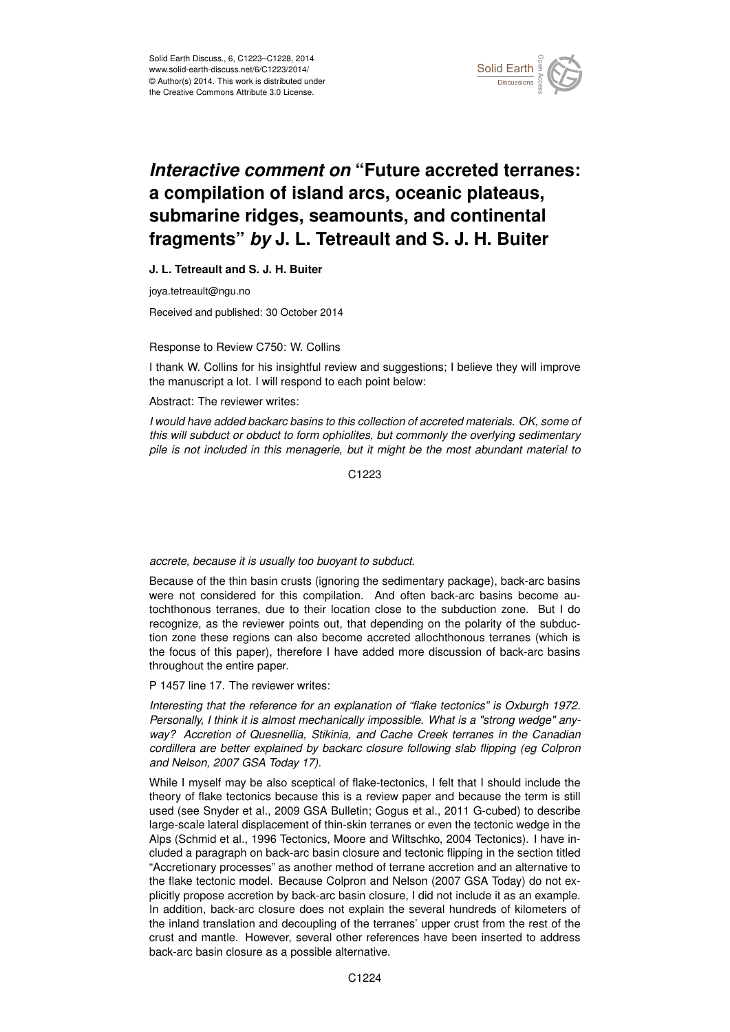# *Interactive comment on* "Future accreted terranes: a compilation of island arcs, oceanic plateaus, submarine ridges, seamounts, and continental fragments" *by* J. L. Tetreault and S. J. H. Buiter

**J. L. Tetreault and S. J. H. Buiter**

joya.tetreault@ngu.no

Received and published: 30 October 2014

Response to Review C750: W. Collins

I thank W. Collins for his insightful review and suggestions; I believe they will improve the manuscript a lot. I will respond to each point below:

Abstract: The reviewer writes:

*I would have added backarc basins to this collection of accreted materials. OK, some of this will subduct or obduct to form ophiolites, but commonly the overlying sedimentary pile is not included in this menagerie, but it might be the most abundant material to accrete, because it is usually too buoyant to subduct.*

Because of the thin basin crusts (ignoring the sedimentary package), back-arc basins were not considered for this compilation. And often back-arc basins become autochthonous terranes, due to their location close to the subduction zone. But I do recognize, as the reviewer points out, that depending on the polarity of the subduction zone these regions can also become accreted allochthonous terranes (which is the focus of this paper), therefore I have added more discussion of back-arc basins throughout the entire paper.

P 1457 line 17. The reviewer writes:

*Interesting that the reference for an explanation of "flake tectonics" is Oxburgh 1972. Personally, I think it is almost mechanically impossible. What is a "strong wedge" anyway? Accretion of Quesnellia, Stikinia, and Cache Creek terranes in the Canadian cordillera are better explained by backarc closure following slab flipping (eg Colpron and Nelson, 2007 GSA Today 17).*

While I myself may be also sceptical of flake-tectonics, I felt that I should include the theory of flake tectonics because this is a review paper and because the term is still used (see Snyder et al., 2009 GSA Bulletin; Gogus et al., 2011 G-cubed) to describe large-scale lateral displacement of thin-skin terranes or even the tectonic wedge in the Alps (Schmid et al., 1996 Tectonics, Moore and Wiltschko, 2004 Tectonics). I have included a paragraph on back-arc basin closure and tectonic flipping in the section titled "Accretionary processes" as another method of terrane accretion and an alternative to the flake tectonic model. Because Colpron and Nelson (2007 GSA Today) do not explicitly propose accretion by back-arc basin closure, I did not include it as an example. In addition, back-arc closure does not explain the several hundreds of kilometers of the inland translation and decoupling of the terranes' upper crust from the rest of the crust and mantle. However, several other references have been inserted to address back-arc basin closure as a possible alternative.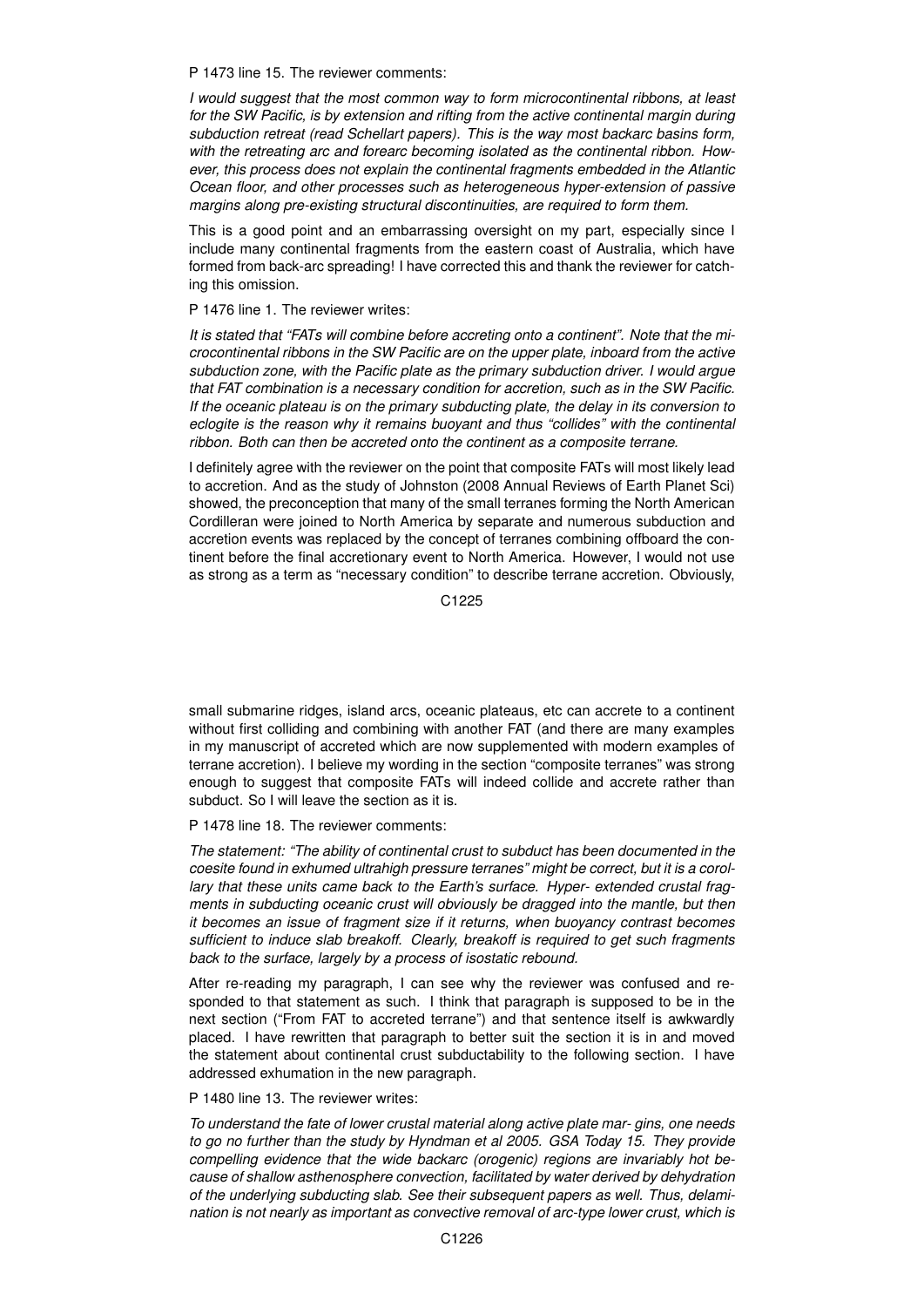P 1473 line 15. The reviewer comments:

*I would suggest that the most common way to form microcontinental ribbons, at least for the SW Pacific, is by extension and rifting from the active continental margin during subduction retreat (read Schellart papers). This is the way most backarc basins form, with the retreating arc and forearc becoming isolated as the continental ribbon. However, this process does not explain the continental fragments embedded in the Atlantic Ocean floor, and other processes such as heterogeneous hyper-extension of passive margins along pre-existing structural discontinuities, are required to form them.*

This is a good point and an embarrassing oversight on my part, especially since I include many continental fragments from the eastern coast of Australia, which have formed from back-arc spreading! I have corrected this and thank the reviewer for catching this omission.

P 1476 line 1. The reviewer writes:

*It is stated that "FATs will combine before accreting onto a continent". Note that the microcontinental ribbons in the SW Pacific are on the upper plate, inboard from the active subduction zone, with the Pacific plate as the primary subduction driver. I would argue that FAT combination is a necessary condition for accretion, such as in the SW Pacific. If the oceanic plateau is on the primary subducting plate, the delay in its conversion to eclogite is the reason why it remains buoyant and thus "collides" with the continental ribbon. Both can then be accreted onto the continent as a composite terrane.*

I definitely agree with the reviewer on the point that composite FATs will most likely lead to accretion. And as the study of Johnston (2008 Annual Reviews of Earth Planet Sci) showed, the preconception that many of the small terranes forming the North American Cordilleran were joined to North America by separate and numerous subduction and accretion events was replaced by the concept of terranes combining offboard the continent before the final accretionary event to North America. However, I would not use as strong as a term as "necessary condition" to describe terrane accretion. Obviously, small submarine ridges, island arcs, oceanic plateaus, etc can accrete to a continent without first colliding and combining with another FAT (and there are many examples in my manuscript of accreted which are now supplemented with modern examples of terrane accretion). I believe my wording in the section "composite terranes" was strong enough to suggest that composite FATs will indeed collide and accrete rather than subduct. So I will leave the section as it is.

P 1478 line 18. The reviewer comments:

*The statement: "The ability of continental crust to subduct has been documented in the coesite found in exhumed ultrahigh pressure terranes" might be correct, but it is a corollary that these units came back to the Earth's surface. Hyper- extended crustal fragments in subducting oceanic crust will obviously be dragged into the mantle, but then it becomes an issue of fragment size if it returns, when buoyancy contrast becomes sufficient to induce slab breakoff. Clearly, breakoff is required to get such fragments back to the surface, largely by a process of isostatic rebound.*

After re-reading my paragraph, I can see why the reviewer was confused and responded to that statement as such. I think that paragraph is supposed to be in the next section ("From FAT to accreted terrane") and that sentence itself is awkwardly placed. I have rewritten that paragraph to better suit the section it is in and moved the statement about continental crust subductability to the following section. I have addressed exhumation in the new paragraph.

P 1480 line 13. The reviewer writes:

*To understand the fate of lower crustal material along active plate mar- gins, one needs to go no further than the study by Hyndman et al 2005. GSA Today 15. They provide compelling evidence that the wide backarc (orogenic) regions are invariably hot because of shallow asthenosphere convection, facilitated by water derived by dehydration of the underlying subducting slab. See their subsequent papers as well. Thus, delamination is not nearly as important as convective removal of arc-type lower crust, which is*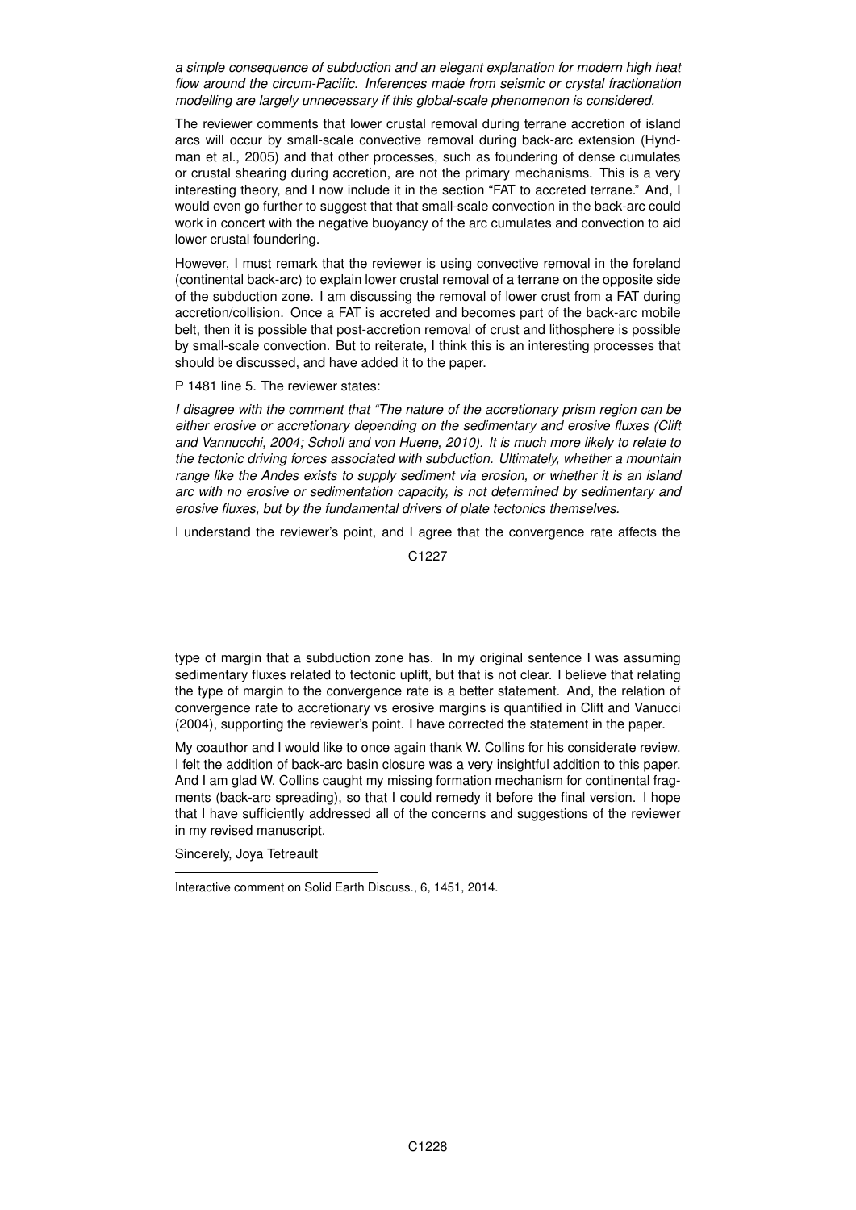*a simple consequence of subduction and an elegant explanation for modern high heat flow around the circum-Pacific. Inferences made from seismic or crystal fractionation modelling are largely unnecessary if this global-scale phenomenon is considered.*

The reviewer comments that lower crustal removal during terrane accretion of island arcs will occur by small-scale convective removal during back-arc extension (Hyndman et al., 2005) and that other processes, such as foundering of dense cumulates or crustal shearing during accretion, are not the primary mechanisms. This is a very interesting theory, and I now include it in the section "FAT to accreted terrane." And, I would even go further to suggest that that small-scale convection in the back-arc could work in concert with the negative buoyancy of the arc cumulates and convection to aid lower crustal foundering.

However, I must remark that the reviewer is using convective removal in the foreland (continental back-arc) to explain lower crustal removal of a terrane on the opposite side of the subduction zone. I am discussing the removal of lower crust from a FAT during accretion/collision. Once a FAT is accreted and becomes part of the back-arc mobile belt, then it is possible that post-accretion removal of crust and lithosphere is possible by small-scale convection. But to reiterate, I think this is an interesting processes that should be discussed, and have added it to the paper.

P 1481 line 5. The reviewer states:

*I disagree with the comment that "The nature of the accretionary prism region can be either erosive or accretionary depending on the sedimentary and erosive fluxes (Clift and Vannucchi, 2004; Scholl and von Huene, 2010). It is much more likely to relate to the tectonic driving forces associated with subduction. Ultimately, whether a mountain range like the Andes exists to supply sediment via erosion, or whether it is an island arc with no erosive or sedimentation capacity, is not determined by sedimentary and erosive fluxes, but by the fundamental drivers of plate tectonics themselves.*

I understand the reviewer's point, and I agree that the convergence rate affects the type of margin that a subduction zone has. In my original sentence I was assuming sedimentary fluxes related to tectonic uplift, but that is not clear. I believe that relating the type of margin to the convergence rate is a better statement. And, the relation of convergence rate to accretionary vs erosive margins is quantified in Clift and Vanucci (2004), supporting the reviewer's point. I have corrected the statement in the paper.

My coauthor and I would like to once again thank W. Collins for his considerate review. I felt the addition of back-arc basin closure was a very insightful addition to this paper. And I am glad W. Collins caught my missing formation mechanism for continental fragments (back-arc spreading), so that I could remedy it before the final version. I hope that I have sufficiently addressed all of the concerns and suggestions of the reviewer in my revised manuscript.

Sincerely, Joya Tetreault

---

Interactive comment on Solid Earth Discuss., 6, 1451, 2014.